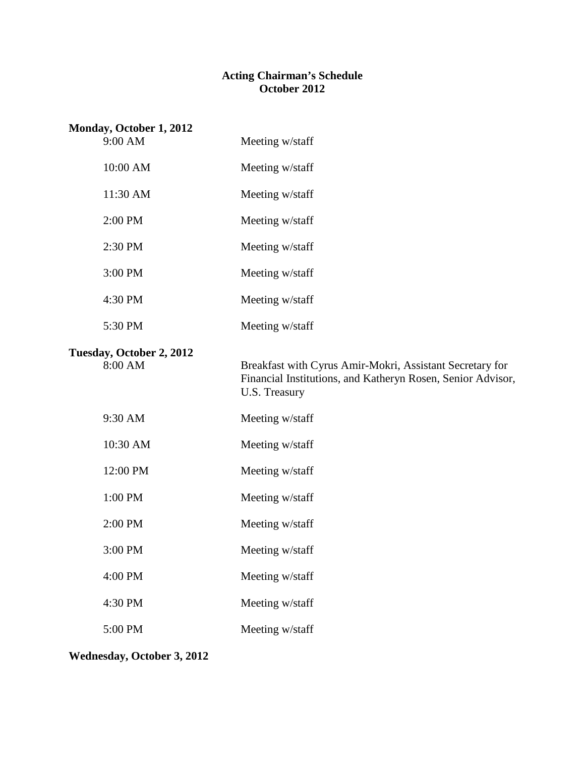# Acting Chairman's Schedule
## October 2012

**Monday, October 1, 2012**

| | |
|---|---|
| 9:00 AM | Meeting w/staff |
| 10:00 AM | Meeting w/staff |
| 11:30 AM | Meeting w/staff |
| 2:00 PM | Meeting w/staff |
| 2:30 PM | Meeting w/staff |
| 3:00 PM | Meeting w/staff |
| 4:30 PM | Meeting w/staff |
| 5:30 PM | Meeting w/staff |

**Tuesday, October 2, 2012**

| | |
|---|---|
| 8:00 AM | Breakfast with Cyrus Amir-Mokri, Assistant Secretary for Financial Institutions, and Katheryn Rosen, Senior Advisor, U.S. Treasury |
| 9:30 AM | Meeting w/staff |
| 10:30 AM | Meeting w/staff |
| 12:00 PM | Meeting w/staff |
| 1:00 PM | Meeting w/staff |
| 2:00 PM | Meeting w/staff |
| 3:00 PM | Meeting w/staff |
| 4:00 PM | Meeting w/staff |
| 4:30 PM | Meeting w/staff |
| 5:00 PM | Meeting w/staff |

**Wednesday, October 3, 2012**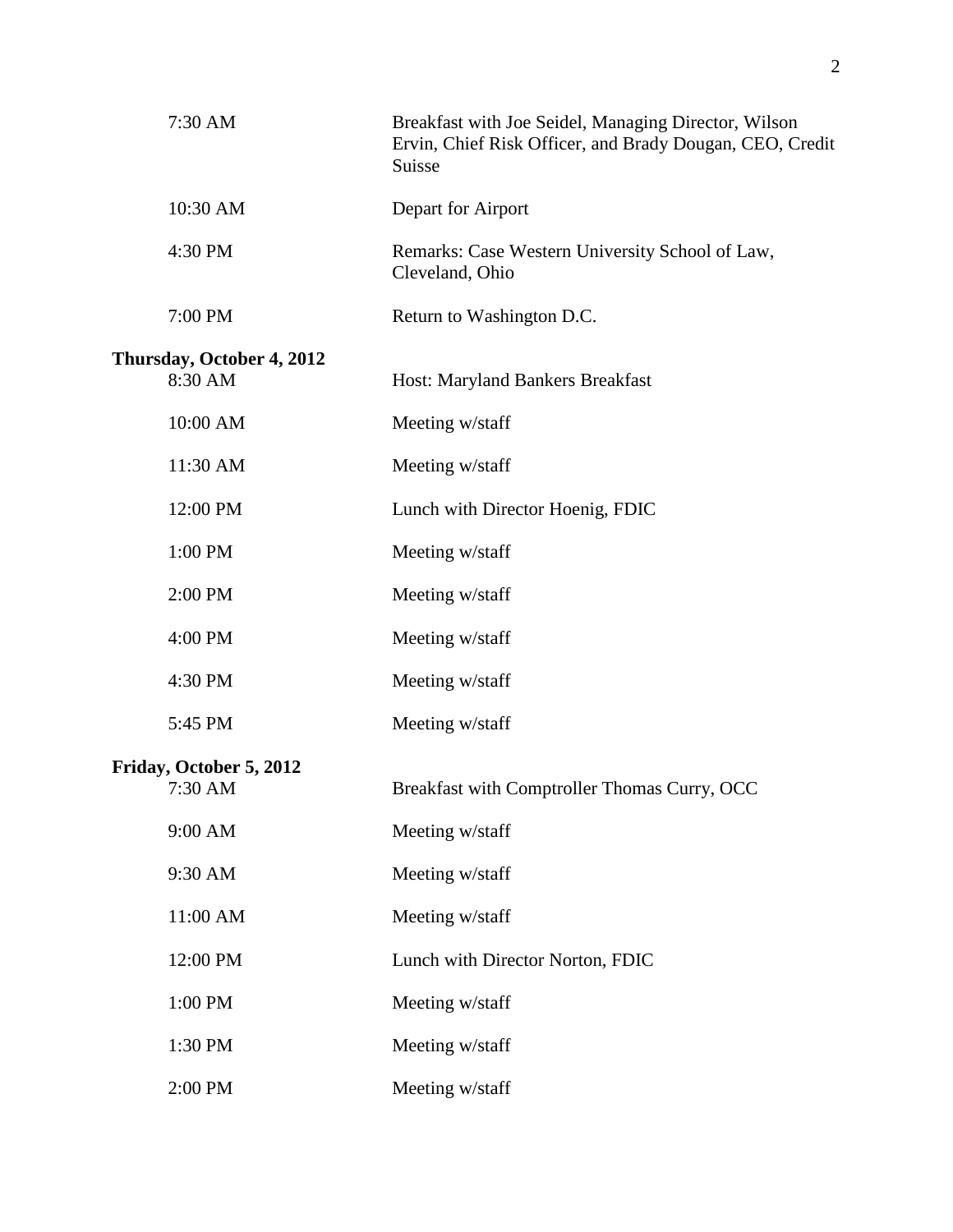| | |
|---|---|
| 7:30 AM | Breakfast with Joe Seidel, Managing Director, Wilson Ervin, Chief Risk Officer, and Brady Dougan, CEO, Credit Suisse |
| 10:30 AM | Depart for Airport |
| 4:30 PM | Remarks: Case Western University School of Law, Cleveland, Ohio |
| 7:00 PM | Return to Washington D.C. |

**Thursday, October 4, 2012**

| | |
|---|---|
| 8:30 AM | Host: Maryland Bankers Breakfast |
| 10:00 AM | Meeting w/staff |
| 11:30 AM | Meeting w/staff |
| 12:00 PM | Lunch with Director Hoenig, FDIC |
| 1:00 PM | Meeting w/staff |
| 2:00 PM | Meeting w/staff |
| 4:00 PM | Meeting w/staff |
| 4:30 PM | Meeting w/staff |
| 5:45 PM | Meeting w/staff |

**Friday, October 5, 2012**

| | |
|---|---|
| 7:30 AM | Breakfast with Comptroller Thomas Curry, OCC |
| 9:00 AM | Meeting w/staff |
| 9:30 AM | Meeting w/staff |
| 11:00 AM | Meeting w/staff |
| 12:00 PM | Lunch with Director Norton, FDIC |
| 1:00 PM | Meeting w/staff |
| 1:30 PM | Meeting w/staff |
| 2:00 PM | Meeting w/staff |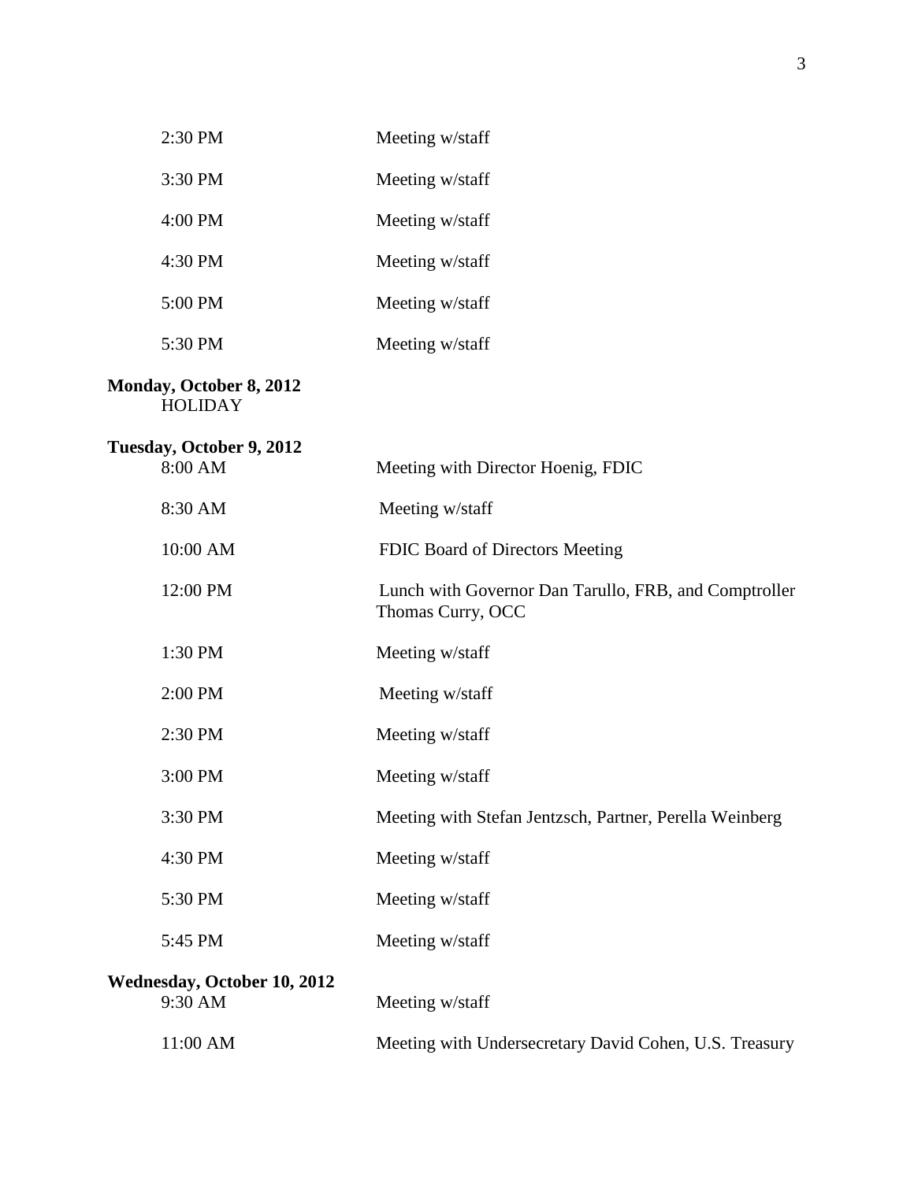| | |
|---|---|
| 2:30 PM | Meeting w/staff |
| 3:30 PM | Meeting w/staff |
| 4:00 PM | Meeting w/staff |
| 4:30 PM | Meeting w/staff |
| 5:00 PM | Meeting w/staff |
| 5:30 PM | Meeting w/staff |

**Monday, October 8, 2012**
HOLIDAY

**Tuesday, October 9, 2012**

| | |
|---|---|
| 8:00 AM | Meeting with Director Hoenig, FDIC |
| 8:30 AM | Meeting w/staff |
| 10:00 AM | FDIC Board of Directors Meeting |
| 12:00 PM | Lunch with Governor Dan Tarullo, FRB, and Comptroller Thomas Curry, OCC |
| 1:30 PM | Meeting w/staff |
| 2:00 PM | Meeting w/staff |
| 2:30 PM | Meeting w/staff |
| 3:00 PM | Meeting w/staff |
| 3:30 PM | Meeting with Stefan Jentzsch, Partner, Perella Weinberg |
| 4:30 PM | Meeting w/staff |
| 5:30 PM | Meeting w/staff |
| 5:45 PM | Meeting w/staff |

**Wednesday, October 10, 2012**

| | |
|---|---|
| 9:30 AM | Meeting w/staff |
| 11:00 AM | Meeting with Undersecretary David Cohen, U.S. Treasury |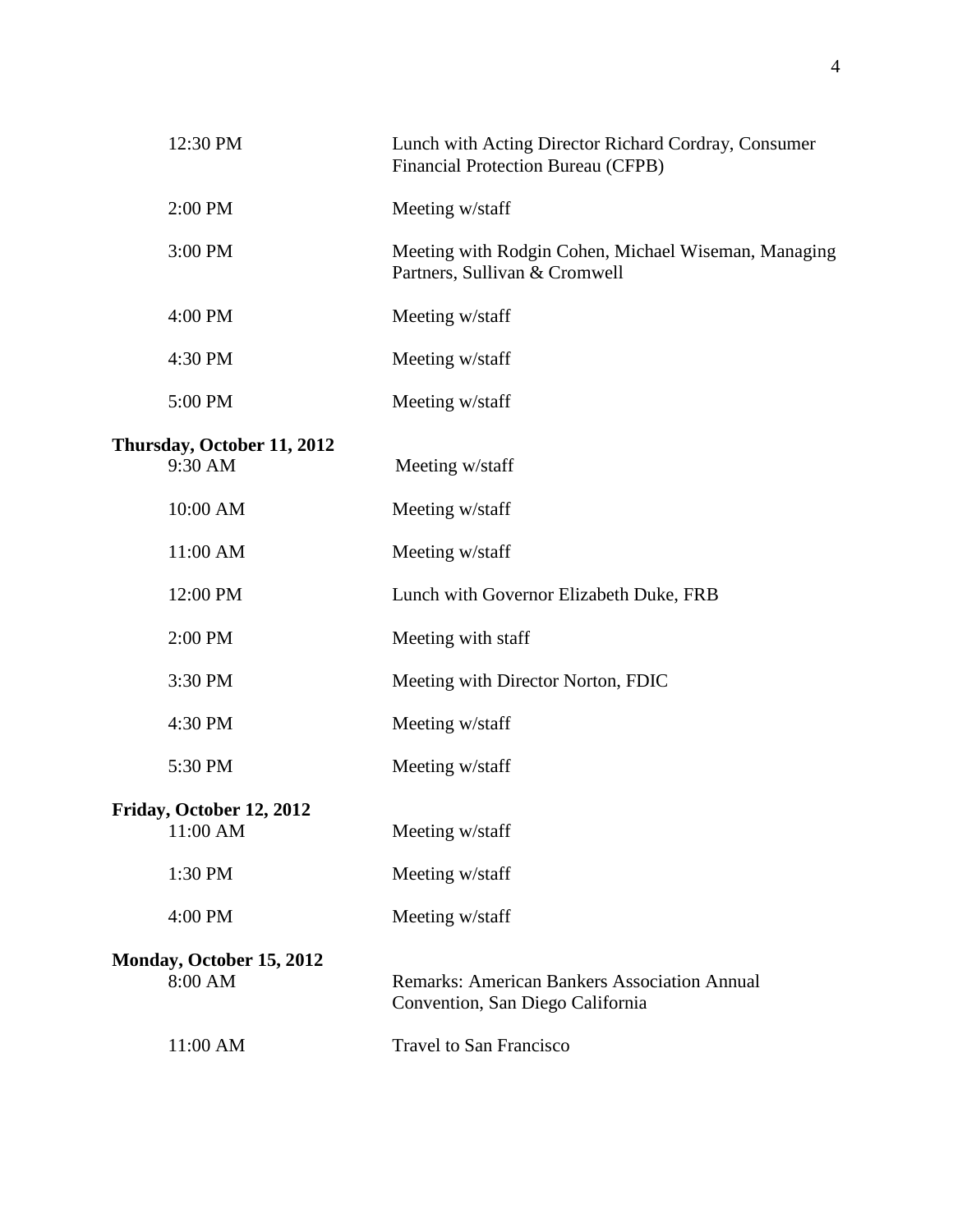| | |
|---|---|
| 12:30 PM | Lunch with Acting Director Richard Cordray, Consumer Financial Protection Bureau (CFPB) |
| 2:00 PM | Meeting w/staff |
| 3:00 PM | Meeting with Rodgin Cohen, Michael Wiseman, Managing Partners, Sullivan & Cromwell |
| 4:00 PM | Meeting w/staff |
| 4:30 PM | Meeting w/staff |
| 5:00 PM | Meeting w/staff |

**Thursday, October 11, 2012**

| | |
|---|---|
| 9:30 AM | Meeting w/staff |
| 10:00 AM | Meeting w/staff |
| 11:00 AM | Meeting w/staff |
| 12:00 PM | Lunch with Governor Elizabeth Duke, FRB |
| 2:00 PM | Meeting with staff |
| 3:30 PM | Meeting with Director Norton, FDIC |
| 4:30 PM | Meeting w/staff |
| 5:30 PM | Meeting w/staff |

**Friday, October 12, 2012**

| | |
|---|---|
| 11:00 AM | Meeting w/staff |
| 1:30 PM | Meeting w/staff |
| 4:00 PM | Meeting w/staff |

**Monday, October 15, 2012**

| | |
|---|---|
| 8:00 AM | Remarks: American Bankers Association Annual Convention, San Diego California |
| 11:00 AM | Travel to San Francisco |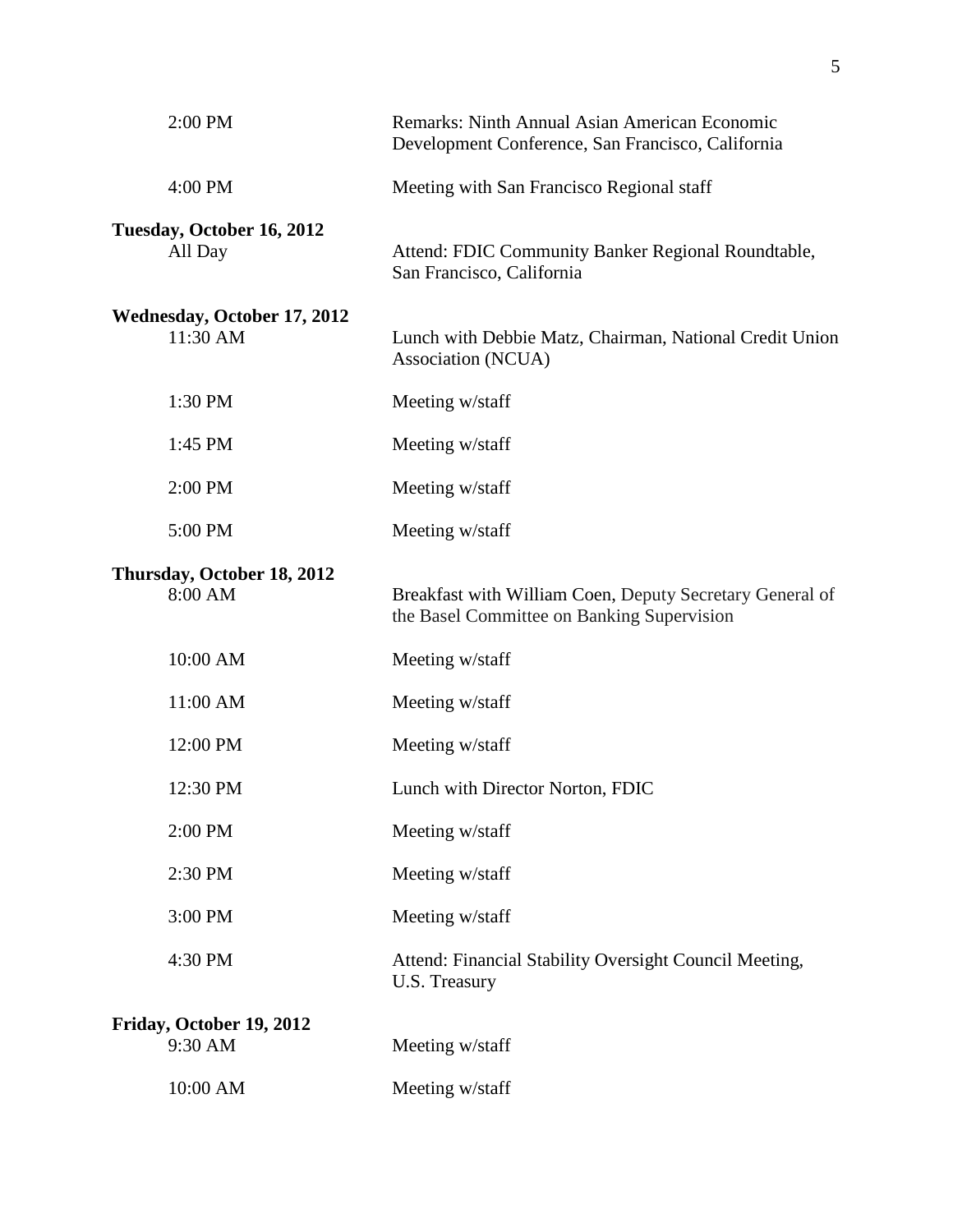| | |
|---|---|
| 2:00 PM | Remarks: Ninth Annual Asian American Economic Development Conference, San Francisco, California |
| 4:00 PM | Meeting with San Francisco Regional staff |

**Tuesday, October 16, 2012**

| | |
|---|---|
| All Day | Attend: FDIC Community Banker Regional Roundtable, San Francisco, California |

**Wednesday, October 17, 2012**

| | |
|---|---|
| 11:30 AM | Lunch with Debbie Matz, Chairman, National Credit Union Association (NCUA) |
| 1:30 PM | Meeting w/staff |
| 1:45 PM | Meeting w/staff |
| 2:00 PM | Meeting w/staff |
| 5:00 PM | Meeting w/staff |

**Thursday, October 18, 2012**

| | |
|---|---|
| 8:00 AM | Breakfast with William Coen, Deputy Secretary General of the Basel Committee on Banking Supervision |
| 10:00 AM | Meeting w/staff |
| 11:00 AM | Meeting w/staff |
| 12:00 PM | Meeting w/staff |
| 12:30 PM | Lunch with Director Norton, FDIC |
| 2:00 PM | Meeting w/staff |
| 2:30 PM | Meeting w/staff |
| 3:00 PM | Meeting w/staff |
| 4:30 PM | Attend: Financial Stability Oversight Council Meeting, U.S. Treasury |

**Friday, October 19, 2012**

| | |
|---|---|
| 9:30 AM | Meeting w/staff |
| 10:00 AM | Meeting w/staff |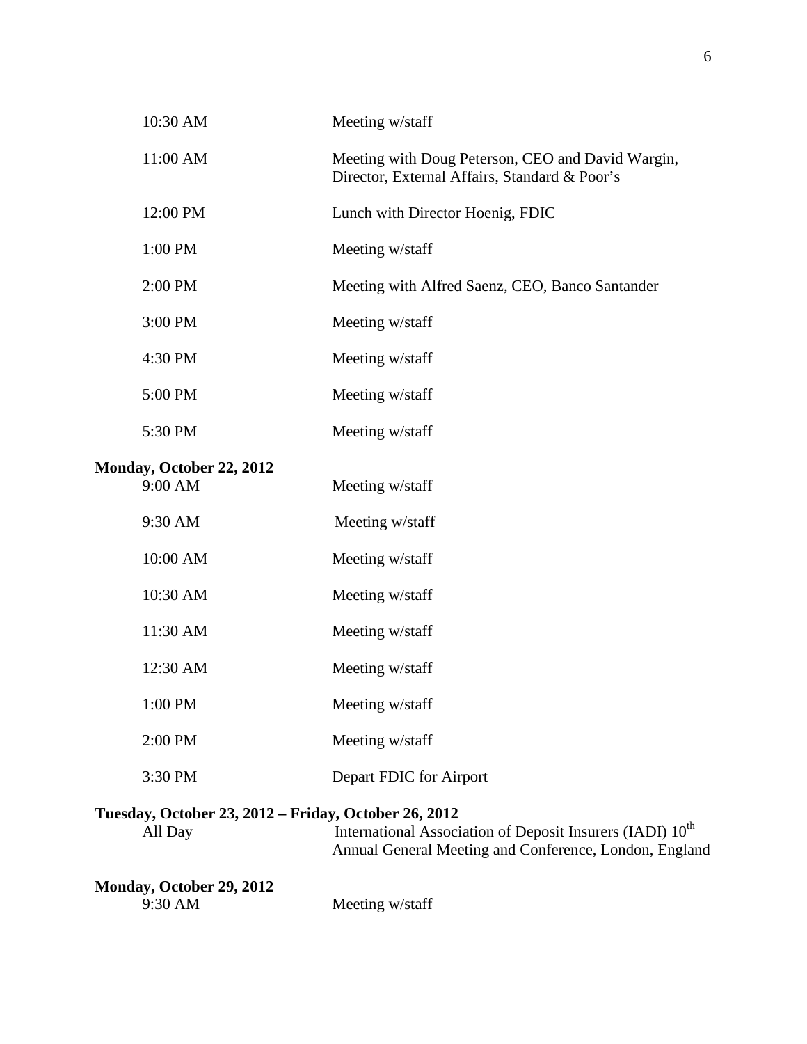| | |
|---|---|
| 10:30 AM | Meeting w/staff |
| 11:00 AM | Meeting with Doug Peterson, CEO and David Wargin, Director, External Affairs, Standard & Poor's |
| 12:00 PM | Lunch with Director Hoenig, FDIC |
| 1:00 PM | Meeting w/staff |
| 2:00 PM | Meeting with Alfred Saenz, CEO, Banco Santander |
| 3:00 PM | Meeting w/staff |
| 4:30 PM | Meeting w/staff |
| 5:00 PM | Meeting w/staff |
| 5:30 PM | Meeting w/staff |

**Monday, October 22, 2012**

| | |
|---|---|
| 9:00 AM | Meeting w/staff |
| 9:30 AM | Meeting w/staff |
| 10:00 AM | Meeting w/staff |
| 10:30 AM | Meeting w/staff |
| 11:30 AM | Meeting w/staff |
| 12:30 AM | Meeting w/staff |
| 1:00 PM | Meeting w/staff |
| 2:00 PM | Meeting w/staff |
| 3:30 PM | Depart FDIC for Airport |

**Tuesday, October 23, 2012 – Friday, October 26, 2012**

| | |
|---|---|
| All Day | International Association of Deposit Insurers (IADI) 10th Annual General Meeting and Conference, London, England |

**Monday, October 29, 2012**

| | |
|---|---|
| 9:30 AM | Meeting w/staff |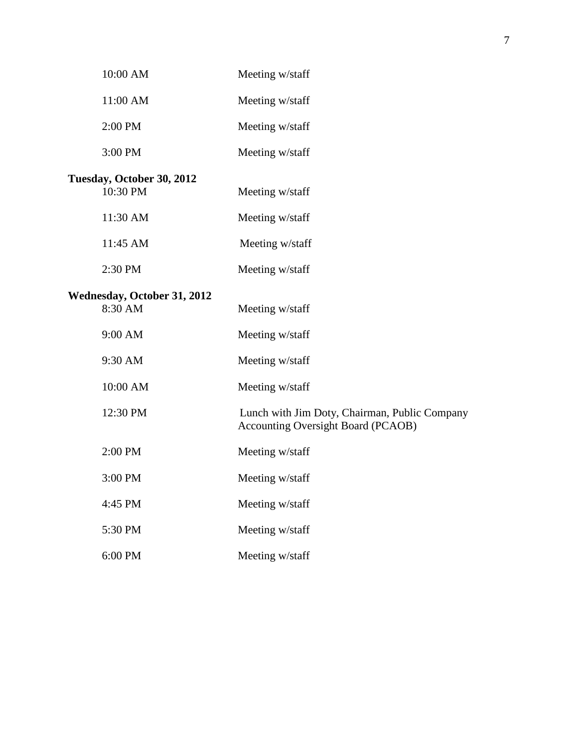| | |
|---|---|
| 10:00 AM | Meeting w/staff |
| 11:00 AM | Meeting w/staff |
| 2:00 PM | Meeting w/staff |
| 3:00 PM | Meeting w/staff |

**Tuesday, October 30, 2012**

| | |
|---|---|
| 10:30 PM | Meeting w/staff |
| 11:30 AM | Meeting w/staff |
| 11:45 AM | Meeting w/staff |
| 2:30 PM | Meeting w/staff |

**Wednesday, October 31, 2012**

| | |
|---|---|
| 8:30 AM | Meeting w/staff |
| 9:00 AM | Meeting w/staff |
| 9:30 AM | Meeting w/staff |
| 10:00 AM | Meeting w/staff |
| 12:30 PM | Lunch with Jim Doty, Chairman, Public Company Accounting Oversight Board (PCAOB) |
| 2:00 PM | Meeting w/staff |
| 3:00 PM | Meeting w/staff |
| 4:45 PM | Meeting w/staff |
| 5:30 PM | Meeting w/staff |
| 6:00 PM | Meeting w/staff |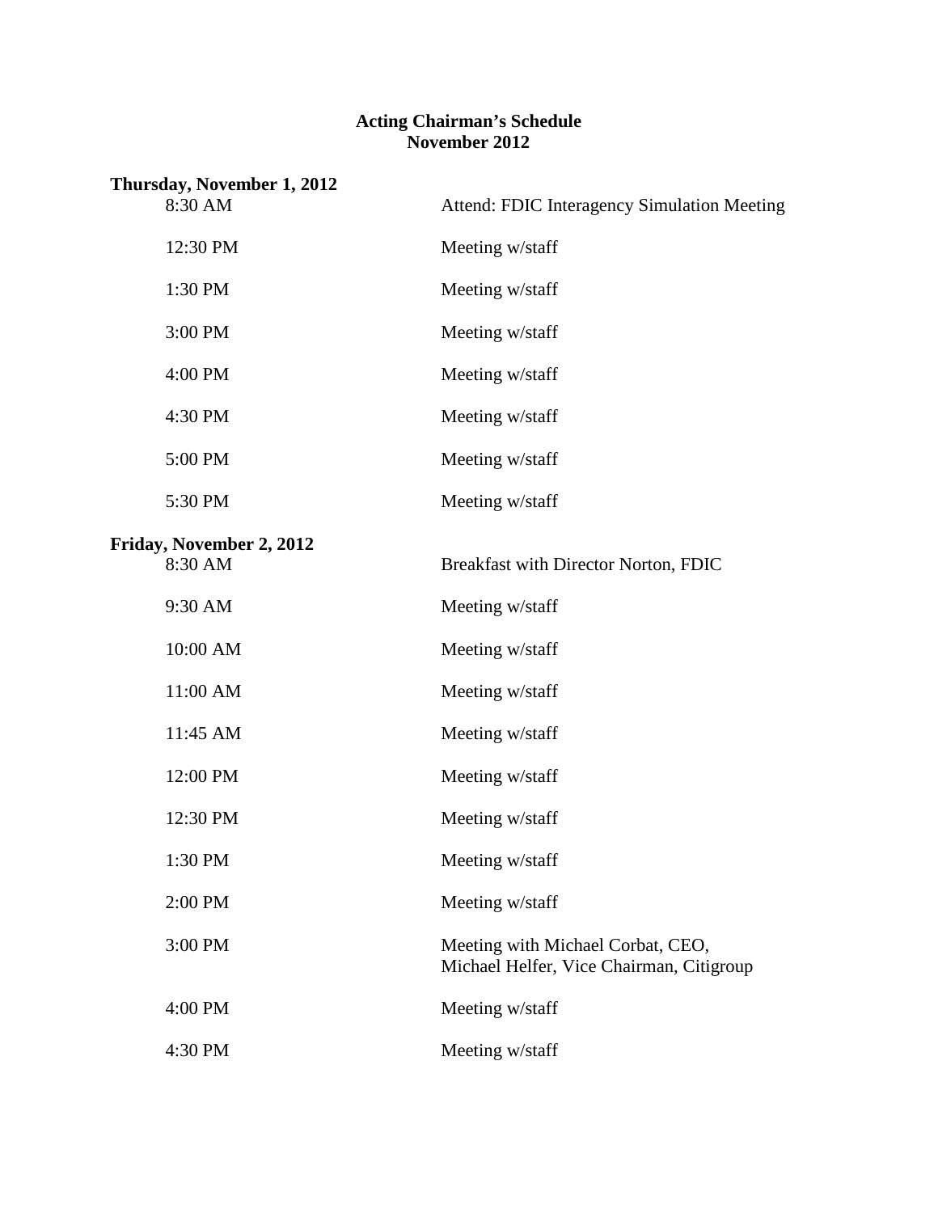**Acting Chairman's Schedule**
**November 2012**

**Thursday, November 1, 2012**

| | |
|---|---|
| 8:30 AM | Attend: FDIC Interagency Simulation Meeting |
| 12:30 PM | Meeting w/staff |
| 1:30 PM | Meeting w/staff |
| 3:00 PM | Meeting w/staff |
| 4:00 PM | Meeting w/staff |
| 4:30 PM | Meeting w/staff |
| 5:00 PM | Meeting w/staff |
| 5:30 PM | Meeting w/staff |

**Friday, November 2, 2012**

| | |
|---|---|
| 8:30 AM | Breakfast with Director Norton, FDIC |
| 9:30 AM | Meeting w/staff |
| 10:00 AM | Meeting w/staff |
| 11:00 AM | Meeting w/staff |
| 11:45 AM | Meeting w/staff |
| 12:00 PM | Meeting w/staff |
| 12:30 PM | Meeting w/staff |
| 1:30 PM | Meeting w/staff |
| 2:00 PM | Meeting w/staff |
| 3:00 PM | Meeting with Michael Corbat, CEO, Michael Helfer, Vice Chairman, Citigroup |
| 4:00 PM | Meeting w/staff |
| 4:30 PM | Meeting w/staff |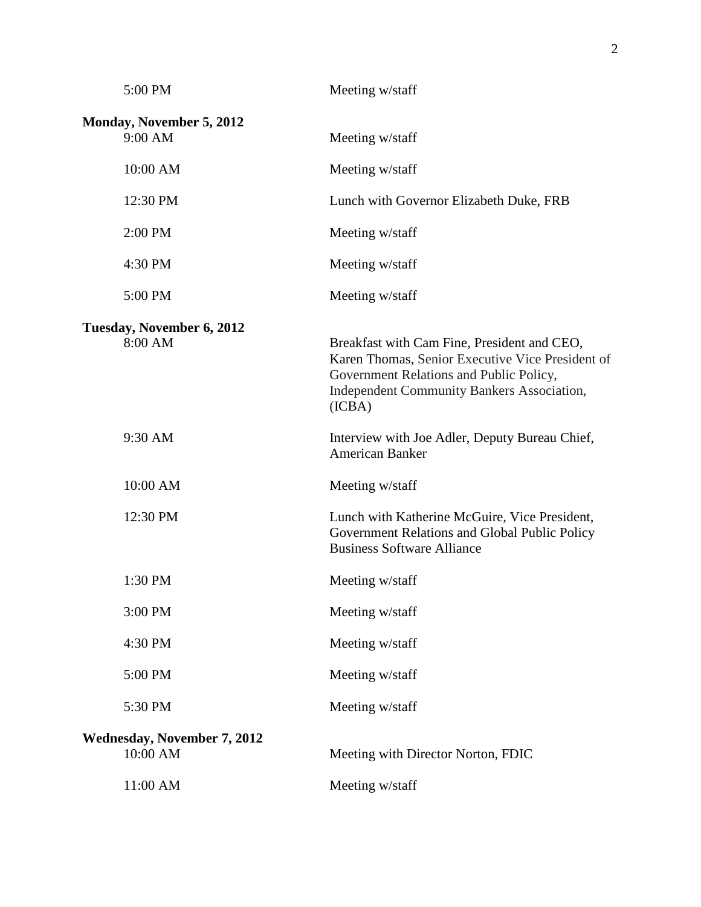| | |
|---|---|
| 5:00 PM | Meeting w/staff |

**Monday, November 5, 2012**

| | |
|---|---|
| 9:00 AM | Meeting w/staff |
| 10:00 AM | Meeting w/staff |
| 12:30 PM | Lunch with Governor Elizabeth Duke, FRB |
| 2:00 PM | Meeting w/staff |
| 4:30 PM | Meeting w/staff |
| 5:00 PM | Meeting w/staff |

**Tuesday, November 6, 2012**

| | |
|---|---|
| 8:00 AM | Breakfast with Cam Fine, President and CEO, Karen Thomas, Senior Executive Vice President of Government Relations and Public Policy, Independent Community Bankers Association, (ICBA) |
| 9:30 AM | Interview with Joe Adler, Deputy Bureau Chief, American Banker |
| 10:00 AM | Meeting w/staff |
| 12:30 PM | Lunch with Katherine McGuire, Vice President, Government Relations and Global Public Policy Business Software Alliance |
| 1:30 PM | Meeting w/staff |
| 3:00 PM | Meeting w/staff |
| 4:30 PM | Meeting w/staff |
| 5:00 PM | Meeting w/staff |
| 5:30 PM | Meeting w/staff |

**Wednesday, November 7, 2012**

| | |
|---|---|
| 10:00 AM | Meeting with Director Norton, FDIC |
| 11:00 AM | Meeting w/staff |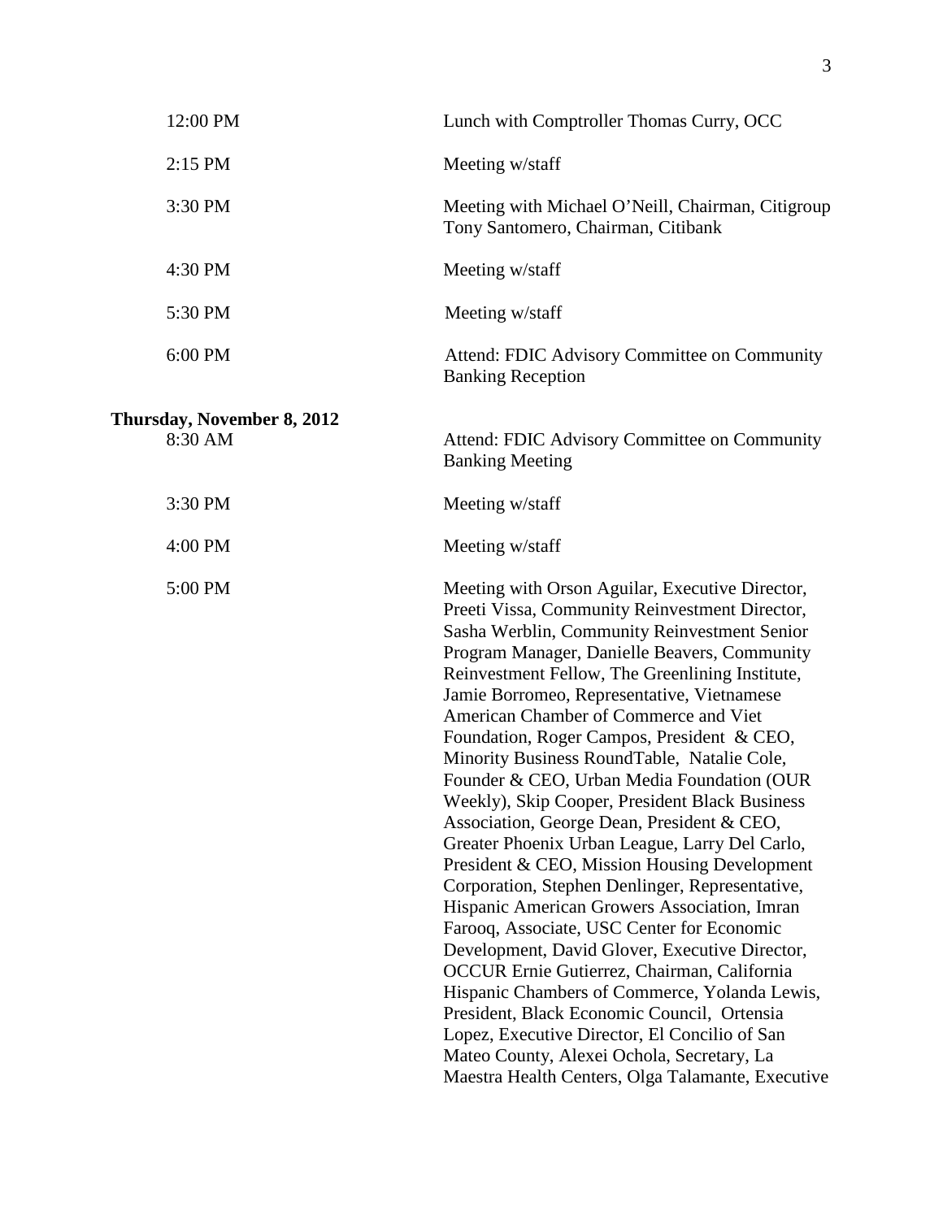| | |
|---|---|
| 12:00 PM | Lunch with Comptroller Thomas Curry, OCC |
| 2:15 PM | Meeting w/staff |
| 3:30 PM | Meeting with Michael O'Neill, Chairman, Citigroup Tony Santomero, Chairman, Citibank |
| 4:30 PM | Meeting w/staff |
| 5:30 PM | Meeting w/staff |
| 6:00 PM | Attend: FDIC Advisory Committee on Community Banking Reception |

**Thursday, November 8, 2012**

| | |
|---|---|
| 8:30 AM | Attend: FDIC Advisory Committee on Community Banking Meeting |
| 3:30 PM | Meeting w/staff |
| 4:00 PM | Meeting w/staff |
| 5:00 PM | Meeting with Orson Aguilar, Executive Director, Preeti Vissa, Community Reinvestment Director, Sasha Werblin, Community Reinvestment Senior Program Manager, Danielle Beavers, Community Reinvestment Fellow, The Greenlining Institute, Jamie Borromeo, Representative, Vietnamese American Chamber of Commerce and Viet Foundation, Roger Campos, President & CEO, Minority Business RoundTable, Natalie Cole, Founder & CEO, Urban Media Foundation (OUR Weekly), Skip Cooper, President Black Business Association, George Dean, President & CEO, Greater Phoenix Urban League, Larry Del Carlo, President & CEO, Mission Housing Development Corporation, Stephen Denlinger, Representative, Hispanic American Growers Association, Imran Farooq, Associate, USC Center for Economic Development, David Glover, Executive Director, OCCUR Ernie Gutierrez, Chairman, California Hispanic Chambers of Commerce, Yolanda Lewis, President, Black Economic Council, Ortensia Lopez, Executive Director, El Concilio of San Mateo County, Alexei Ochola, Secretary, La Maestra Health Centers, Olga Talamante, Executive |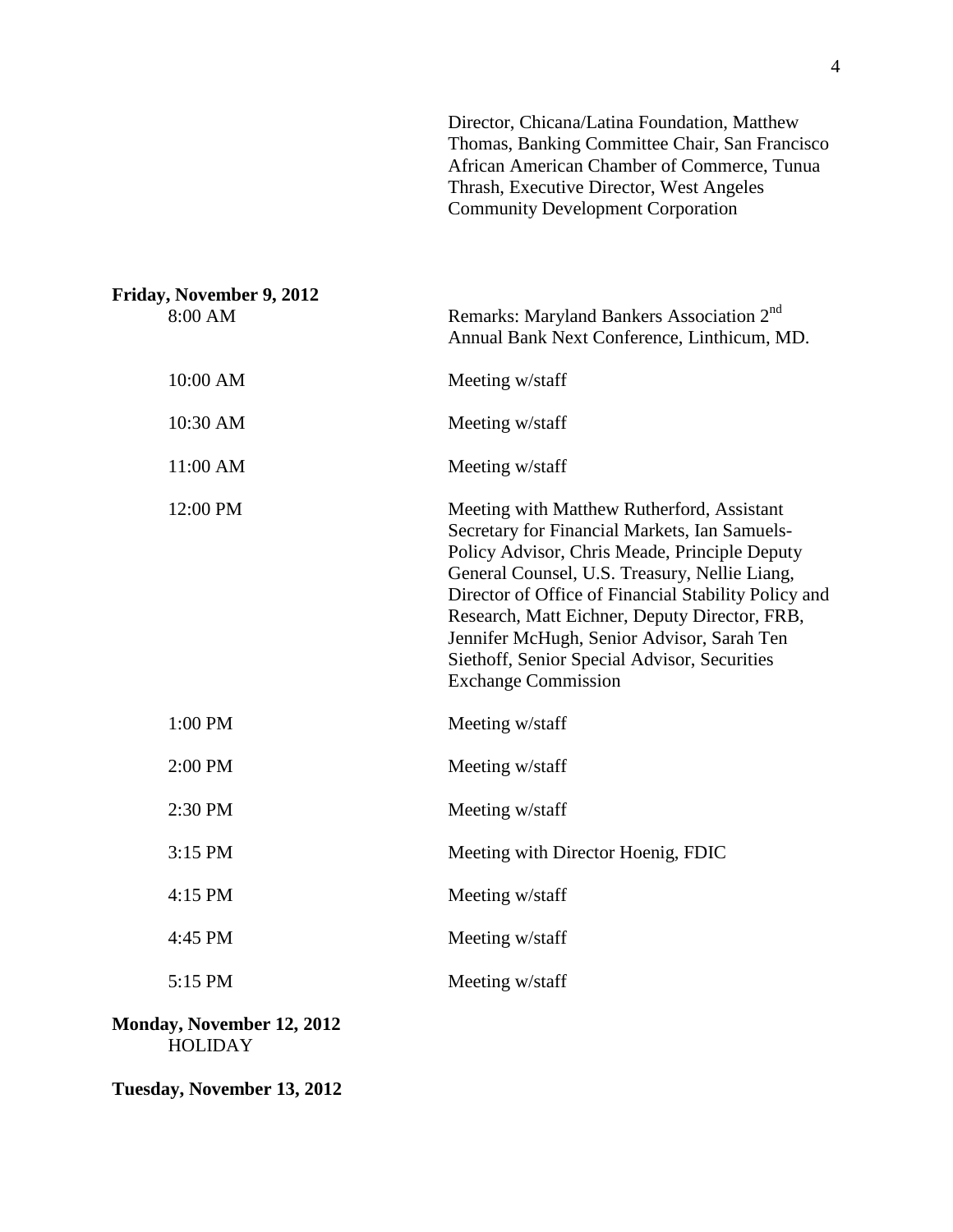Director, Chicana/Latina Foundation, Matthew Thomas, Banking Committee Chair, San Francisco African American Chamber of Commerce, Tunua Thrash, Executive Director, West Angeles Community Development Corporation

**Friday, November 9, 2012**

| | |
|---|---|
| 8:00 AM | Remarks: Maryland Bankers Association 2nd Annual Bank Next Conference, Linthicum, MD. |
| 10:00 AM | Meeting w/staff |
| 10:30 AM | Meeting w/staff |
| 11:00 AM | Meeting w/staff |
| 12:00 PM | Meeting with Matthew Rutherford, Assistant Secretary for Financial Markets, Ian Samuels-Policy Advisor, Chris Meade, Principle Deputy General Counsel, U.S. Treasury, Nellie Liang, Director of Office of Financial Stability Policy and Research, Matt Eichner, Deputy Director, FRB, Jennifer McHugh, Senior Advisor, Sarah Ten Siethoff, Senior Special Advisor, Securities Exchange Commission |
| 1:00 PM | Meeting w/staff |
| 2:00 PM | Meeting w/staff |
| 2:30 PM | Meeting w/staff |
| 3:15 PM | Meeting with Director Hoenig, FDIC |
| 4:15 PM | Meeting w/staff |
| 4:45 PM | Meeting w/staff |
| 5:15 PM | Meeting w/staff |

**Monday, November 12, 2012**

HOLIDAY

**Tuesday, November 13, 2012**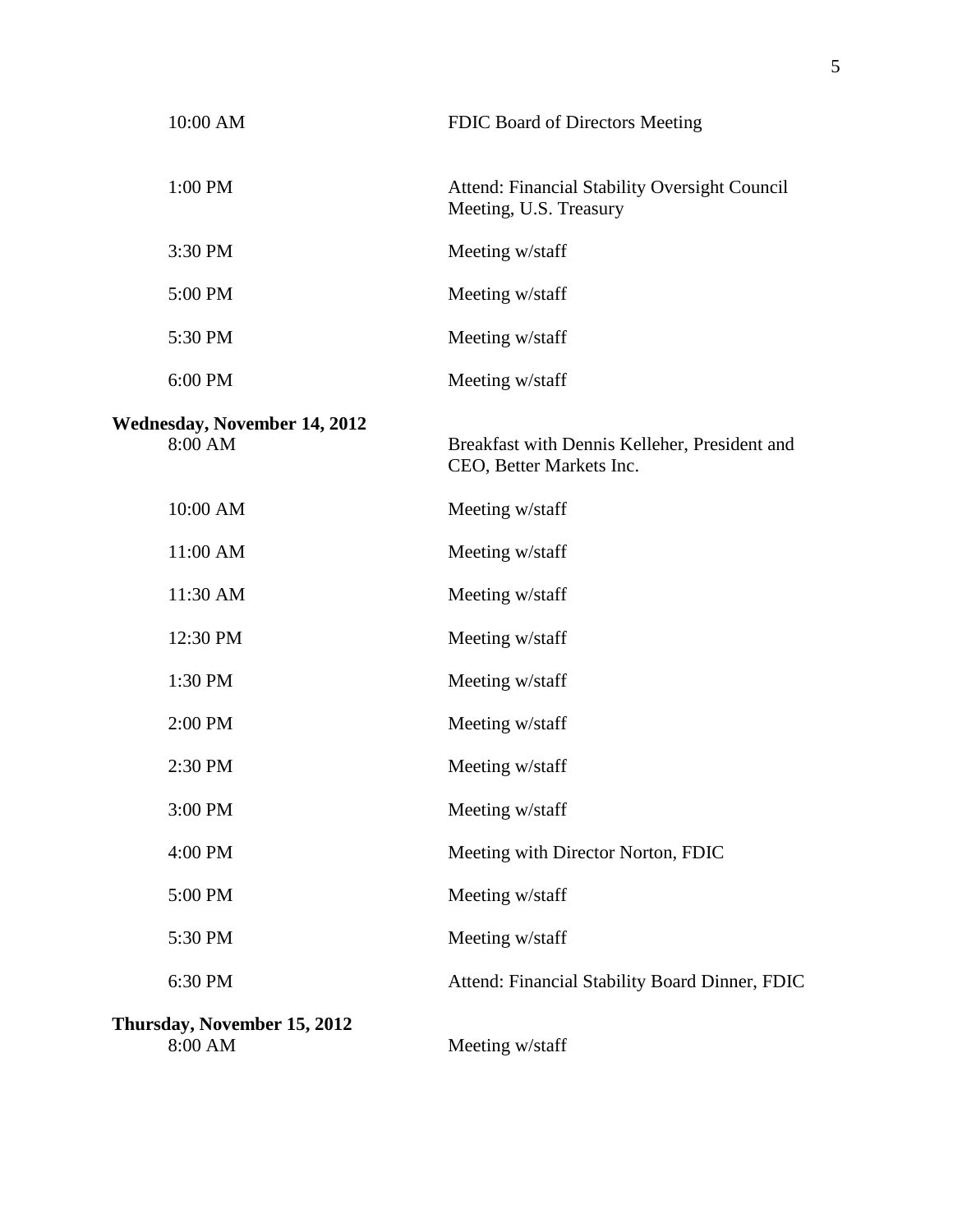| | |
|---|---|
| 10:00 AM | FDIC Board of Directors Meeting |
| 1:00 PM | Attend: Financial Stability Oversight Council Meeting, U.S. Treasury |
| 3:30 PM | Meeting w/staff |
| 5:00 PM | Meeting w/staff |
| 5:30 PM | Meeting w/staff |
| 6:00 PM | Meeting w/staff |

**Wednesday, November 14, 2012**

| | |
|---|---|
| 8:00 AM | Breakfast with Dennis Kelleher, President and CEO, Better Markets Inc. |
| 10:00 AM | Meeting w/staff |
| 11:00 AM | Meeting w/staff |
| 11:30 AM | Meeting w/staff |
| 12:30 PM | Meeting w/staff |
| 1:30 PM | Meeting w/staff |
| 2:00 PM | Meeting w/staff |
| 2:30 PM | Meeting w/staff |
| 3:00 PM | Meeting w/staff |
| 4:00 PM | Meeting with Director Norton, FDIC |
| 5:00 PM | Meeting w/staff |
| 5:30 PM | Meeting w/staff |
| 6:30 PM | Attend: Financial Stability Board Dinner, FDIC |

**Thursday, November 15, 2012**

| | |
|---|---|
| 8:00 AM | Meeting w/staff |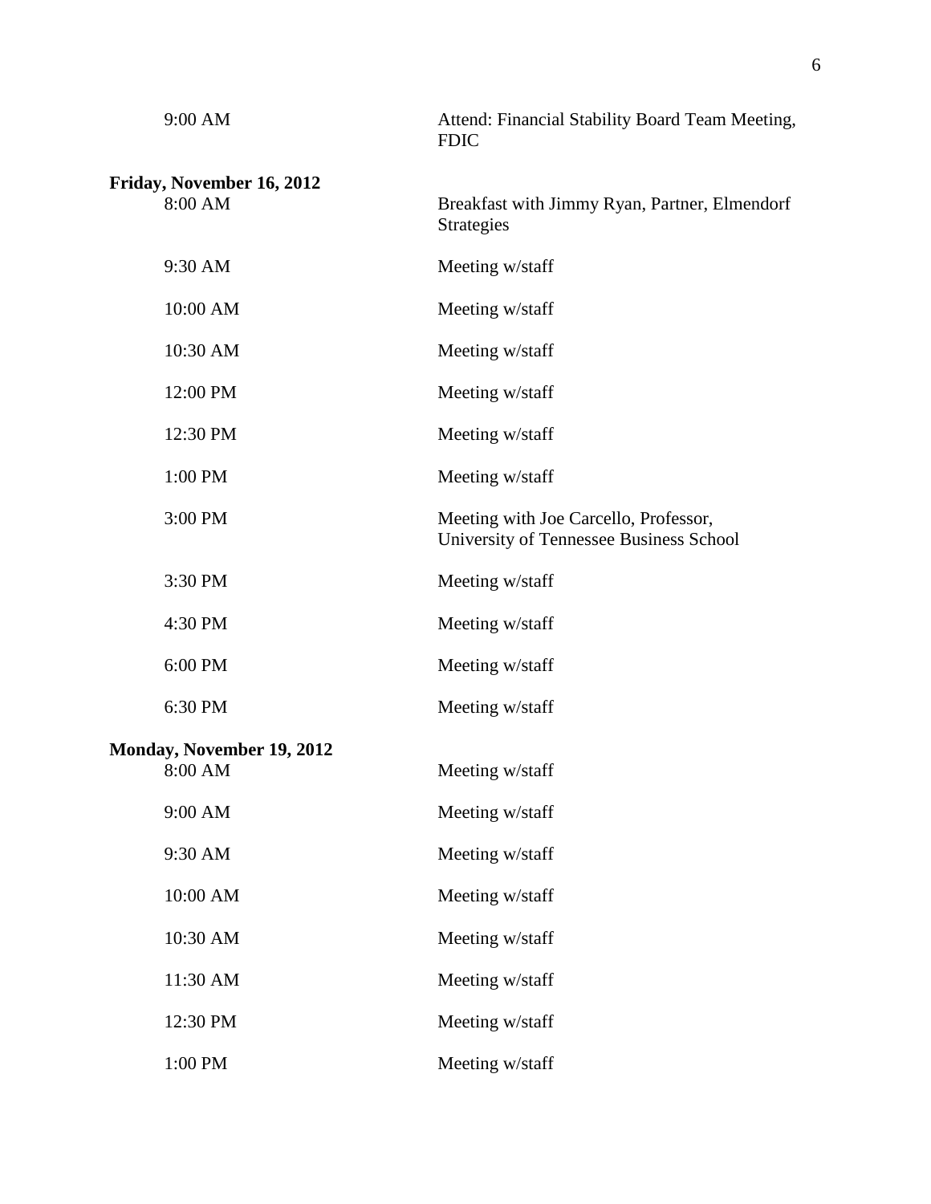| | |
|---|---|
| 9:00 AM | Attend: Financial Stability Board Team Meeting, FDIC |

**Friday, November 16, 2012**

| | |
|---|---|
| 8:00 AM | Breakfast with Jimmy Ryan, Partner, Elmendorf Strategies |
| 9:30 AM | Meeting w/staff |
| 10:00 AM | Meeting w/staff |
| 10:30 AM | Meeting w/staff |
| 12:00 PM | Meeting w/staff |
| 12:30 PM | Meeting w/staff |
| 1:00 PM | Meeting w/staff |
| 3:00 PM | Meeting with Joe Carcello, Professor, University of Tennessee Business School |
| 3:30 PM | Meeting w/staff |
| 4:30 PM | Meeting w/staff |
| 6:00 PM | Meeting w/staff |
| 6:30 PM | Meeting w/staff |

**Monday, November 19, 2012**

| | |
|---|---|
| 8:00 AM | Meeting w/staff |
| 9:00 AM | Meeting w/staff |
| 9:30 AM | Meeting w/staff |
| 10:00 AM | Meeting w/staff |
| 10:30 AM | Meeting w/staff |
| 11:30 AM | Meeting w/staff |
| 12:30 PM | Meeting w/staff |
| 1:00 PM | Meeting w/staff |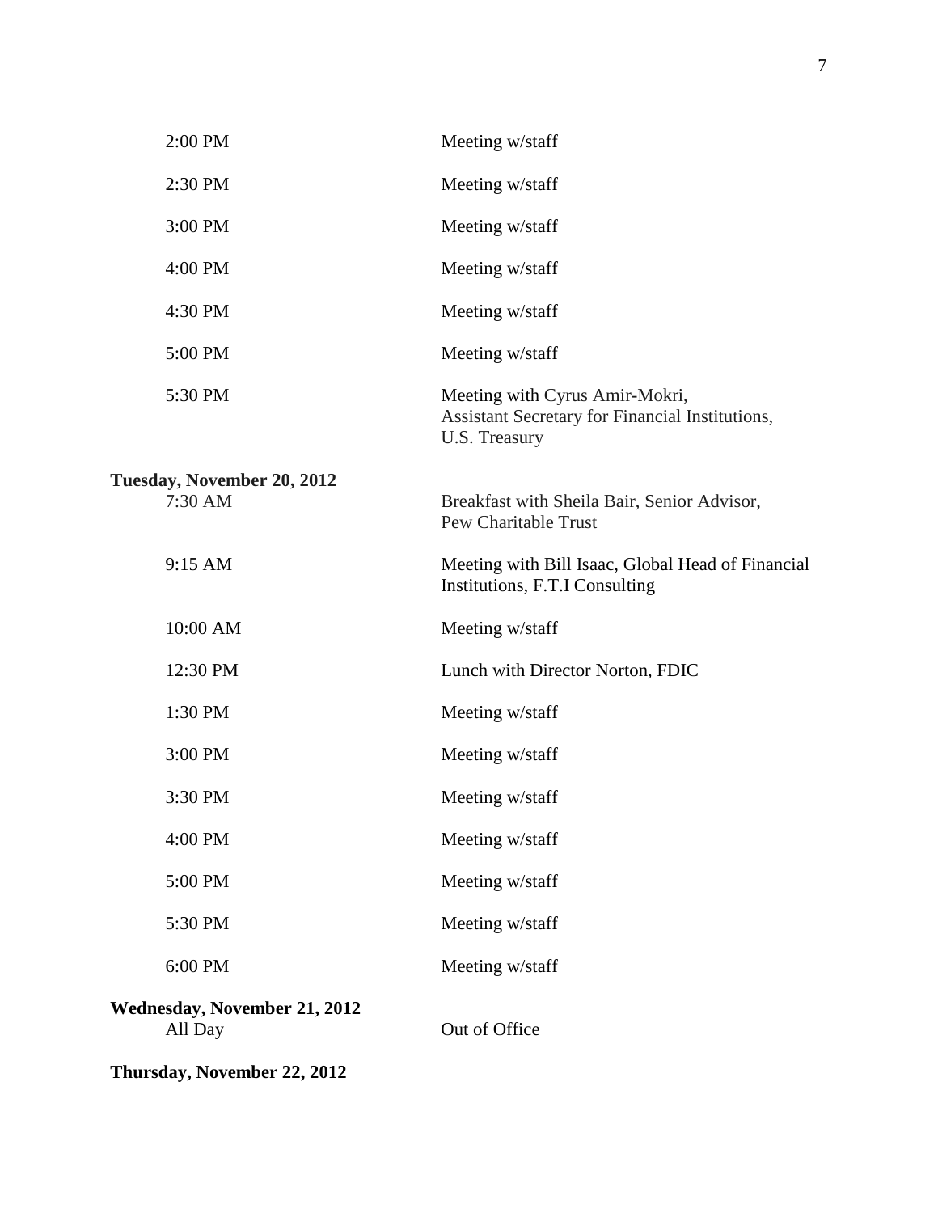| | |
|---|---|
| 2:00 PM | Meeting w/staff |
| 2:30 PM | Meeting w/staff |
| 3:00 PM | Meeting w/staff |
| 4:00 PM | Meeting w/staff |
| 4:30 PM | Meeting w/staff |
| 5:00 PM | Meeting w/staff |
| 5:30 PM | Meeting with Cyrus Amir-Mokri, Assistant Secretary for Financial Institutions, U.S. Treasury |

**Tuesday, November 20, 2012**

| | |
|---|---|
| 7:30 AM | Breakfast with Sheila Bair, Senior Advisor, Pew Charitable Trust |
| 9:15 AM | Meeting with Bill Isaac, Global Head of Financial Institutions, F.T.I Consulting |
| 10:00 AM | Meeting w/staff |
| 12:30 PM | Lunch with Director Norton, FDIC |
| 1:30 PM | Meeting w/staff |
| 3:00 PM | Meeting w/staff |
| 3:30 PM | Meeting w/staff |
| 4:00 PM | Meeting w/staff |
| 5:00 PM | Meeting w/staff |
| 5:30 PM | Meeting w/staff |
| 6:00 PM | Meeting w/staff |

**Wednesday, November 21, 2012**

| | |
|---|---|
| All Day | Out of Office |

**Thursday, November 22, 2012**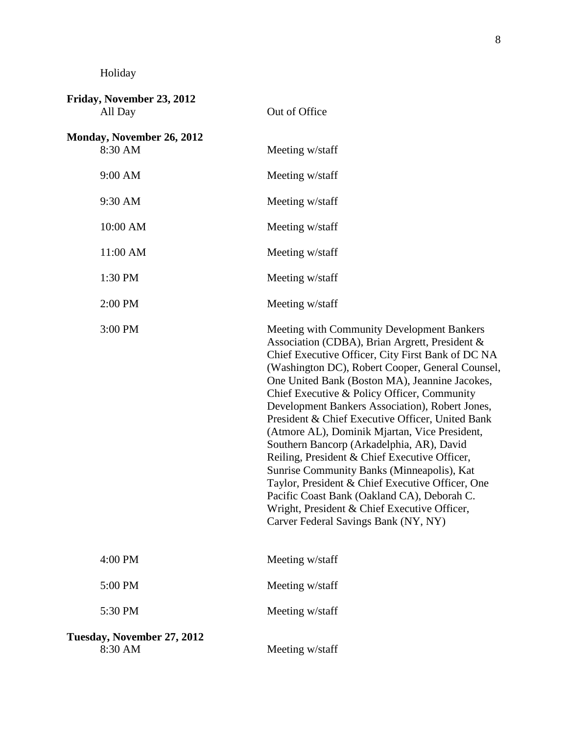Holiday

**Friday, November 23, 2012**

| | |
|---|---|
| All Day | Out of Office |

**Monday, November 26, 2012**

| | |
|---|---|
| 8:30 AM | Meeting w/staff |
| 9:00 AM | Meeting w/staff |
| 9:30 AM | Meeting w/staff |
| 10:00 AM | Meeting w/staff |
| 11:00 AM | Meeting w/staff |
| 1:30 PM | Meeting w/staff |
| 2:00 PM | Meeting w/staff |
| 3:00 PM | Meeting with Community Development Bankers Association (CDBA), Brian Argrett, President & Chief Executive Officer, City First Bank of DC NA (Washington DC), Robert Cooper, General Counsel, One United Bank (Boston MA), Jeannine Jacokes, Chief Executive & Policy Officer, Community Development Bankers Association), Robert Jones, President & Chief Executive Officer, United Bank (Atmore AL), Dominik Mjartan, Vice President, Southern Bancorp (Arkadelphia, AR), David Reiling, President & Chief Executive Officer, Sunrise Community Banks (Minneapolis), Kat Taylor, President & Chief Executive Officer, One Pacific Coast Bank (Oakland CA), Deborah C. Wright, President & Chief Executive Officer, Carver Federal Savings Bank (NY, NY) |
| 4:00 PM | Meeting w/staff |
| 5:00 PM | Meeting w/staff |
| 5:30 PM | Meeting w/staff |

**Tuesday, November 27, 2012**

| | |
|---|---|
| 8:30 AM | Meeting w/staff |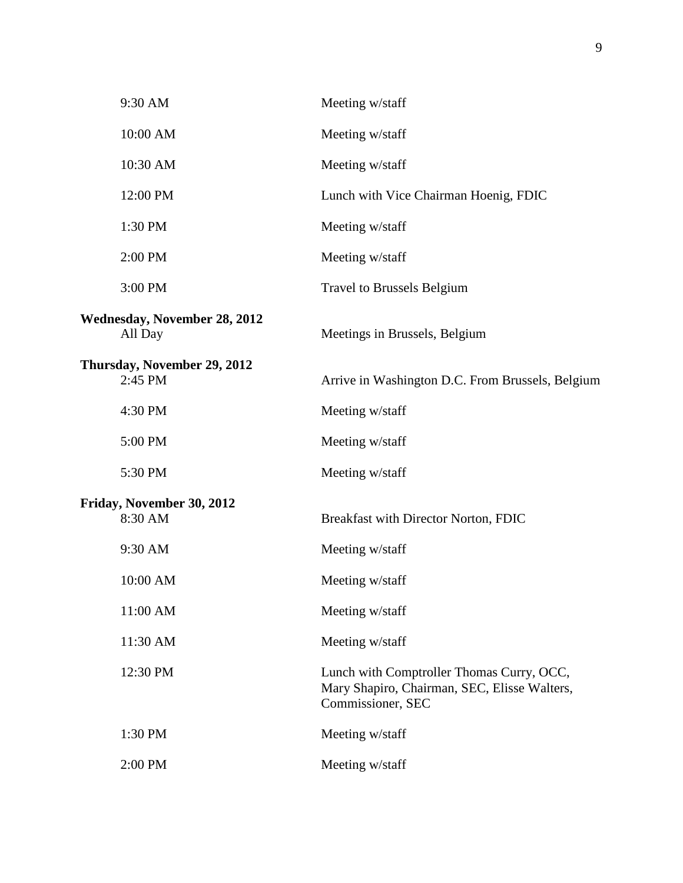| | |
|---|---|
| 9:30 AM | Meeting w/staff |
| 10:00 AM | Meeting w/staff |
| 10:30 AM | Meeting w/staff |
| 12:00 PM | Lunch with Vice Chairman Hoenig, FDIC |
| 1:30 PM | Meeting w/staff |
| 2:00 PM | Meeting w/staff |
| 3:00 PM | Travel to Brussels Belgium |

**Wednesday, November 28, 2012**

| | |
|---|---|
| All Day | Meetings in Brussels, Belgium |

**Thursday, November 29, 2012**

| | |
|---|---|
| 2:45 PM | Arrive in Washington D.C. From Brussels, Belgium |
| 4:30 PM | Meeting w/staff |
| 5:00 PM | Meeting w/staff |
| 5:30 PM | Meeting w/staff |

**Friday, November 30, 2012**

| | |
|---|---|
| 8:30 AM | Breakfast with Director Norton, FDIC |
| 9:30 AM | Meeting w/staff |
| 10:00 AM | Meeting w/staff |
| 11:00 AM | Meeting w/staff |
| 11:30 AM | Meeting w/staff |
| 12:30 PM | Lunch with Comptroller Thomas Curry, OCC, Mary Shapiro, Chairman, SEC, Elisse Walters, Commissioner, SEC |
| 1:30 PM | Meeting w/staff |
| 2:00 PM | Meeting w/staff |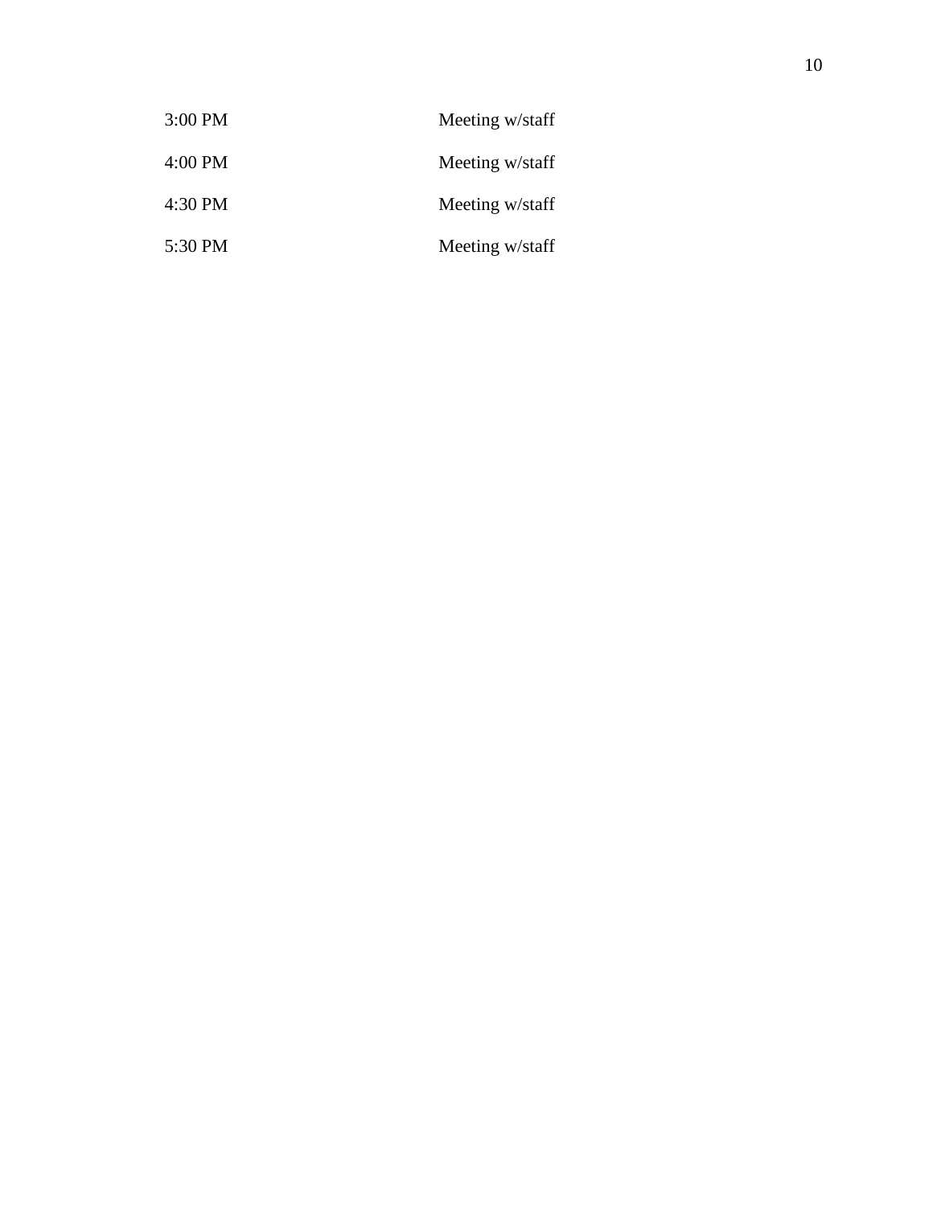| | |
|---|---|
| 3:00 PM | Meeting w/staff |
| 4:00 PM | Meeting w/staff |
| 4:30 PM | Meeting w/staff |
| 5:30 PM | Meeting w/staff |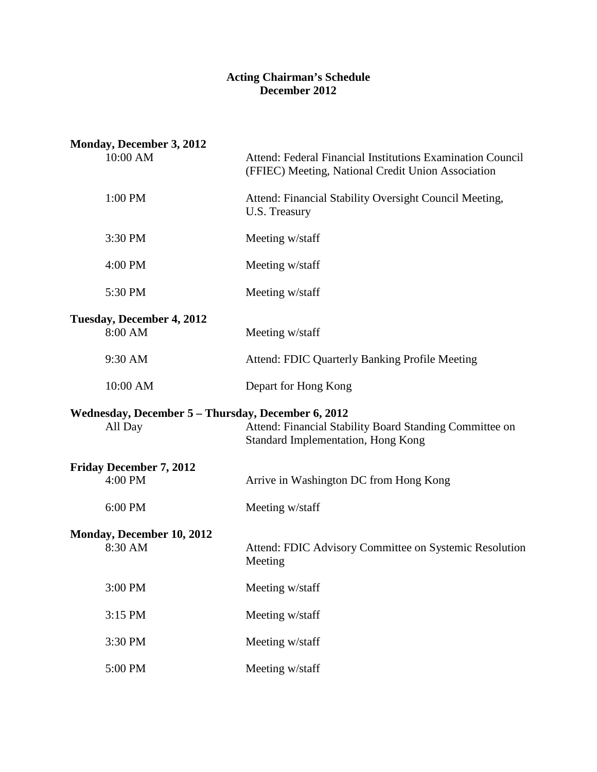**Acting Chairman's Schedule**
**December 2012**

**Monday, December 3, 2012**

| | |
|---|---|
| 10:00 AM | Attend: Federal Financial Institutions Examination Council (FFIEC) Meeting, National Credit Union Association |
| 1:00 PM | Attend: Financial Stability Oversight Council Meeting, U.S. Treasury |
| 3:30 PM | Meeting w/staff |
| 4:00 PM | Meeting w/staff |
| 5:30 PM | Meeting w/staff |

**Tuesday, December 4, 2012**

| | |
|---|---|
| 8:00 AM | Meeting w/staff |
| 9:30 AM | Attend: FDIC Quarterly Banking Profile Meeting |
| 10:00 AM | Depart for Hong Kong |

**Wednesday, December 5 – Thursday, December 6, 2012**

| | |
|---|---|
| All Day | Attend: Financial Stability Board Standing Committee on Standard Implementation, Hong Kong |

**Friday December 7, 2012**

| | |
|---|---|
| 4:00 PM | Arrive in Washington DC from Hong Kong |
| 6:00 PM | Meeting w/staff |

**Monday, December 10, 2012**

| | |
|---|---|
| 8:30 AM | Attend: FDIC Advisory Committee on Systemic Resolution Meeting |
| 3:00 PM | Meeting w/staff |
| 3:15 PM | Meeting w/staff |
| 3:30 PM | Meeting w/staff |
| 5:00 PM | Meeting w/staff |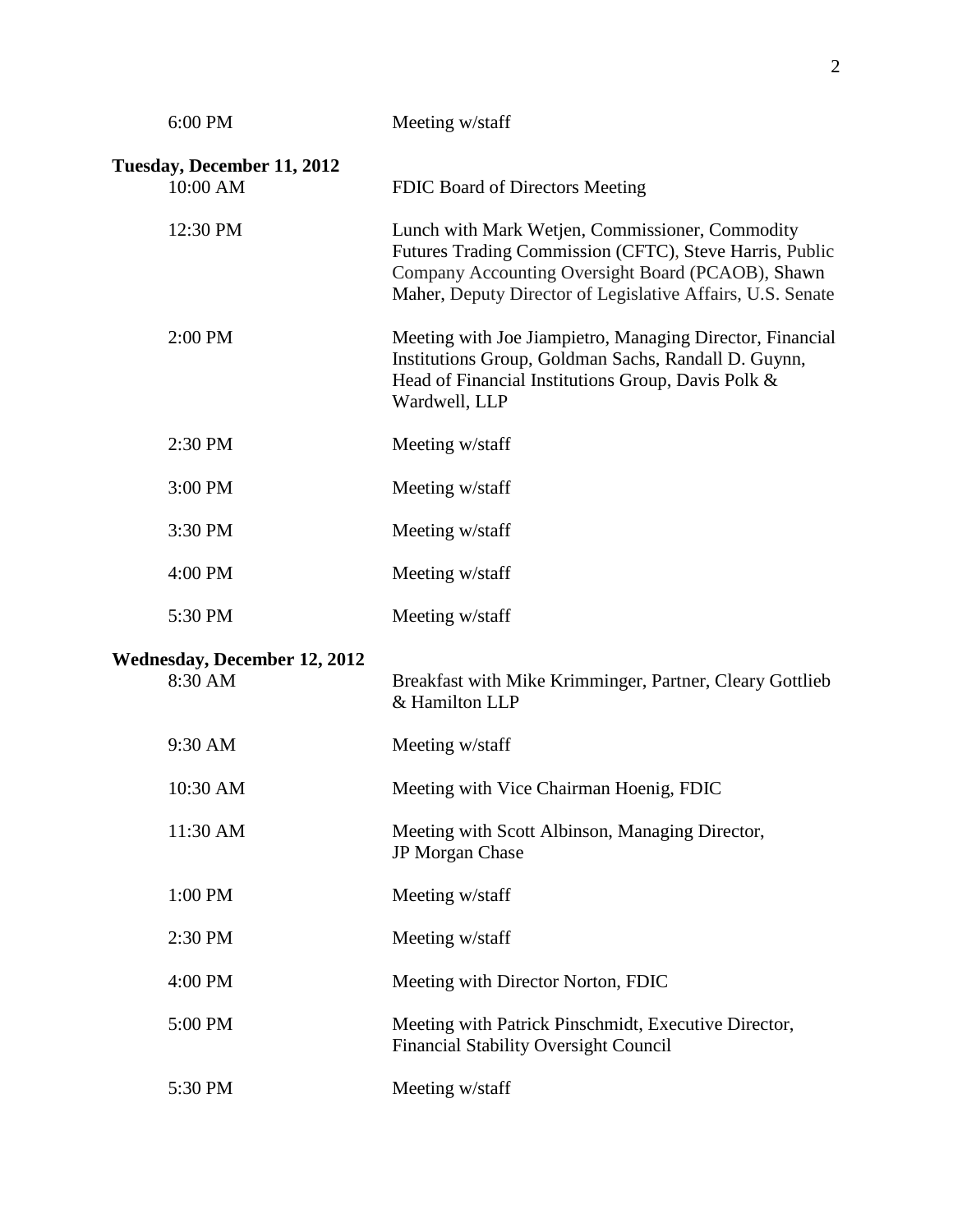| | |
|---|---|
| 6:00 PM | Meeting w/staff |

**Tuesday, December 11, 2012**

| | |
|---|---|
| 10:00 AM | FDIC Board of Directors Meeting |
| 12:30 PM | Lunch with Mark Wetjen, Commissioner, Commodity Futures Trading Commission (CFTC), Steve Harris, Public Company Accounting Oversight Board (PCAOB), Shawn Maher, Deputy Director of Legislative Affairs, U.S. Senate |
| 2:00 PM | Meeting with Joe Jiampietro, Managing Director, Financial Institutions Group, Goldman Sachs, Randall D. Guynn, Head of Financial Institutions Group, Davis Polk & Wardwell, LLP |
| 2:30 PM | Meeting w/staff |
| 3:00 PM | Meeting w/staff |
| 3:30 PM | Meeting w/staff |
| 4:00 PM | Meeting w/staff |
| 5:30 PM | Meeting w/staff |

**Wednesday, December 12, 2012**

| | |
|---|---|
| 8:30 AM | Breakfast with Mike Krimminger, Partner, Cleary Gottlieb & Hamilton LLP |
| 9:30 AM | Meeting w/staff |
| 10:30 AM | Meeting with Vice Chairman Hoenig, FDIC |
| 11:30 AM | Meeting with Scott Albinson, Managing Director, JP Morgan Chase |
| 1:00 PM | Meeting w/staff |
| 2:30 PM | Meeting w/staff |
| 4:00 PM | Meeting with Director Norton, FDIC |
| 5:00 PM | Meeting with Patrick Pinschmidt, Executive Director, Financial Stability Oversight Council |
| 5:30 PM | Meeting w/staff |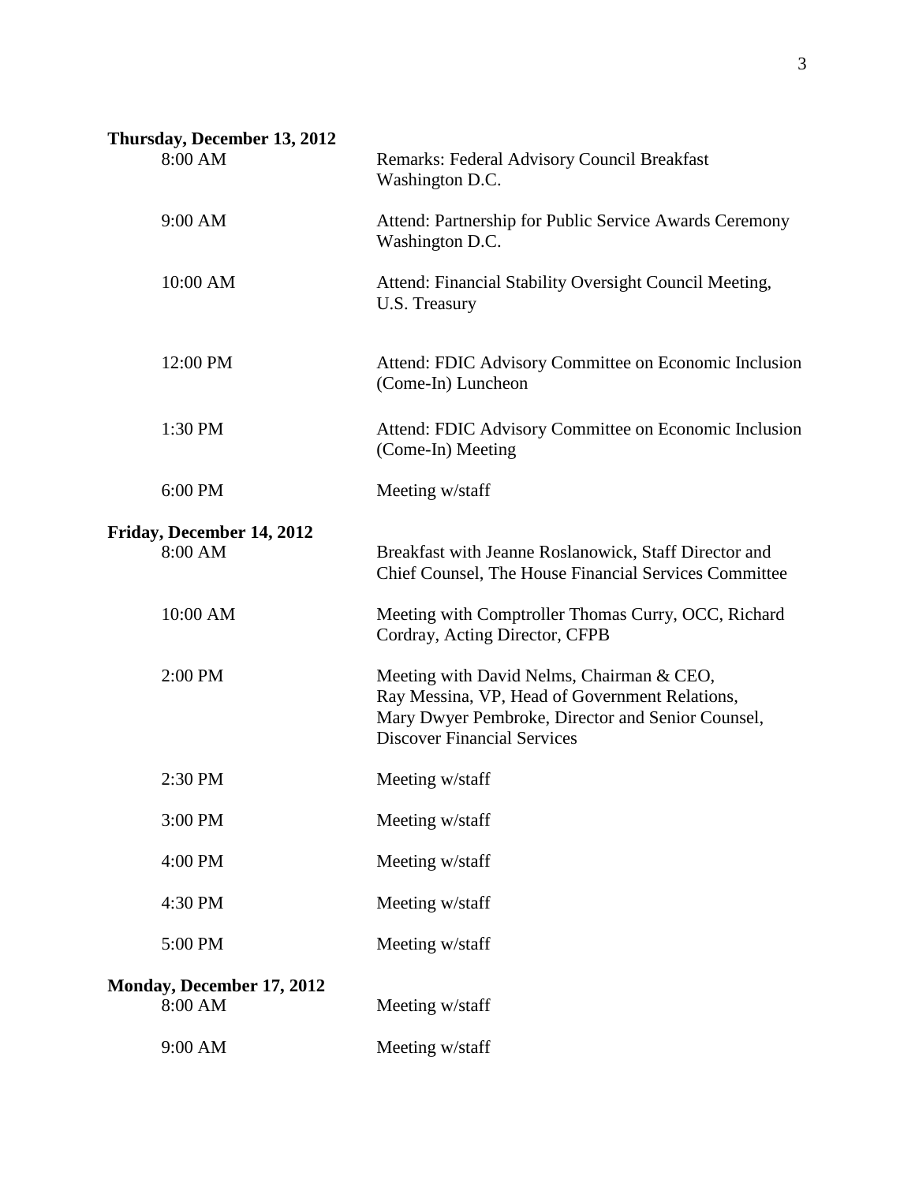**Thursday, December 13, 2012**

| | |
|---|---|
| 8:00 AM | Remarks: Federal Advisory Council Breakfast Washington D.C. |
| 9:00 AM | Attend: Partnership for Public Service Awards Ceremony Washington D.C. |
| 10:00 AM | Attend: Financial Stability Oversight Council Meeting, U.S. Treasury |
| 12:00 PM | Attend: FDIC Advisory Committee on Economic Inclusion (Come-In) Luncheon |
| 1:30 PM | Attend: FDIC Advisory Committee on Economic Inclusion (Come-In) Meeting |
| 6:00 PM | Meeting w/staff |

**Friday, December 14, 2012**

| | |
|---|---|
| 8:00 AM | Breakfast with Jeanne Roslanowick, Staff Director and Chief Counsel, The House Financial Services Committee |
| 10:00 AM | Meeting with Comptroller Thomas Curry, OCC, Richard Cordray, Acting Director, CFPB |
| 2:00 PM | Meeting with David Nelms, Chairman & CEO, Ray Messina, VP, Head of Government Relations, Mary Dwyer Pembroke, Director and Senior Counsel, Discover Financial Services |
| 2:30 PM | Meeting w/staff |
| 3:00 PM | Meeting w/staff |
| 4:00 PM | Meeting w/staff |
| 4:30 PM | Meeting w/staff |
| 5:00 PM | Meeting w/staff |

**Monday, December 17, 2012**

| | |
|---|---|
| 8:00 AM | Meeting w/staff |
| 9:00 AM | Meeting w/staff |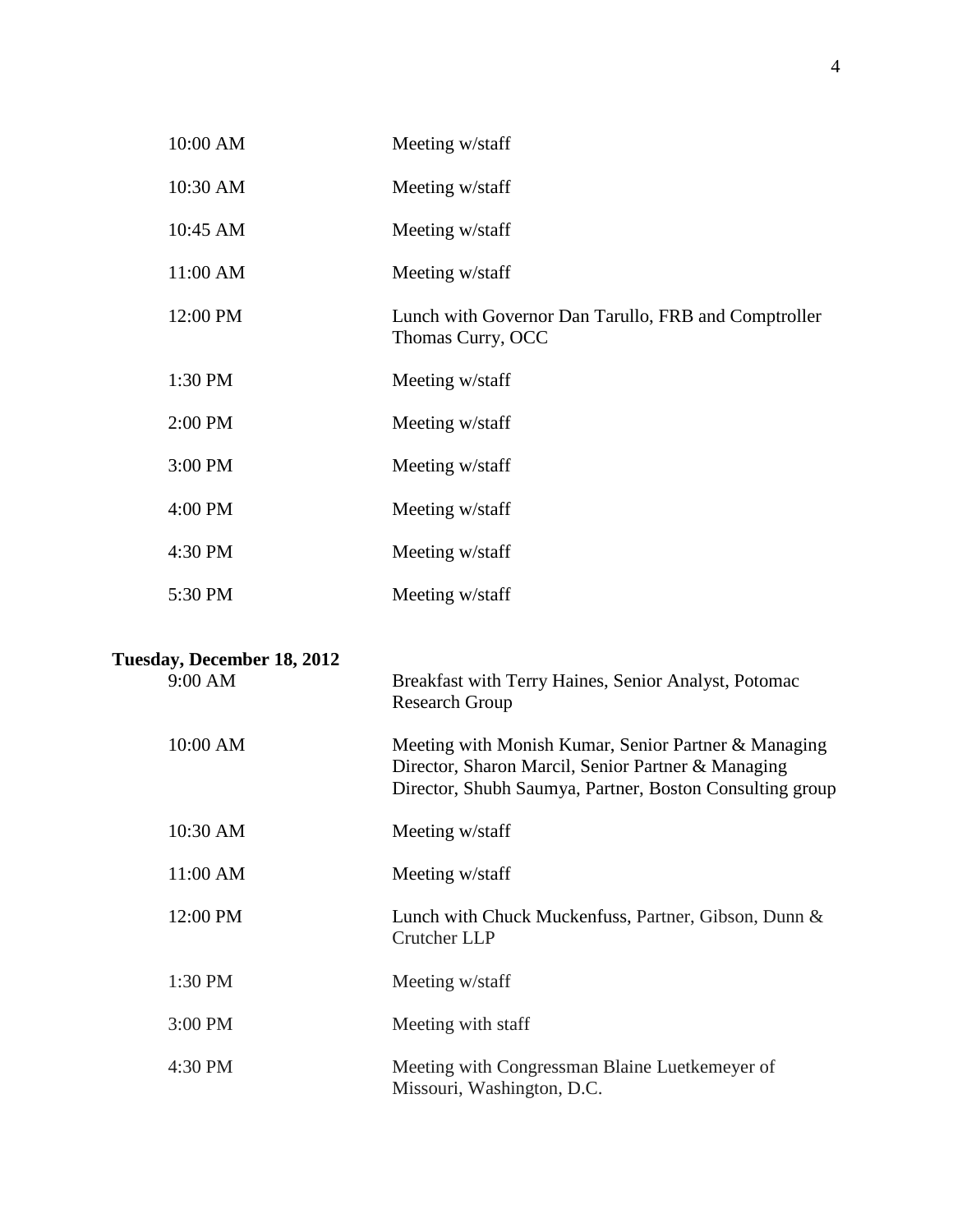| | |
|---|---|
| 10:00 AM | Meeting w/staff |
| 10:30 AM | Meeting w/staff |
| 10:45 AM | Meeting w/staff |
| 11:00 AM | Meeting w/staff |
| 12:00 PM | Lunch with Governor Dan Tarullo, FRB and Comptroller Thomas Curry, OCC |
| 1:30 PM | Meeting w/staff |
| 2:00 PM | Meeting w/staff |
| 3:00 PM | Meeting w/staff |
| 4:00 PM | Meeting w/staff |
| 4:30 PM | Meeting w/staff |
| 5:30 PM | Meeting w/staff |

**Tuesday, December 18, 2012**

| | |
|---|---|
| 9:00 AM | Breakfast with Terry Haines, Senior Analyst, Potomac Research Group |
| 10:00 AM | Meeting with Monish Kumar, Senior Partner & Managing Director, Sharon Marcil, Senior Partner & Managing Director, Shubh Saumya, Partner, Boston Consulting group |
| 10:30 AM | Meeting w/staff |
| 11:00 AM | Meeting w/staff |
| 12:00 PM | Lunch with Chuck Muckenfuss, Partner, Gibson, Dunn & Crutcher LLP |
| 1:30 PM | Meeting w/staff |
| 3:00 PM | Meeting with staff |
| 4:30 PM | Meeting with Congressman Blaine Luetkemeyer of Missouri, Washington, D.C. |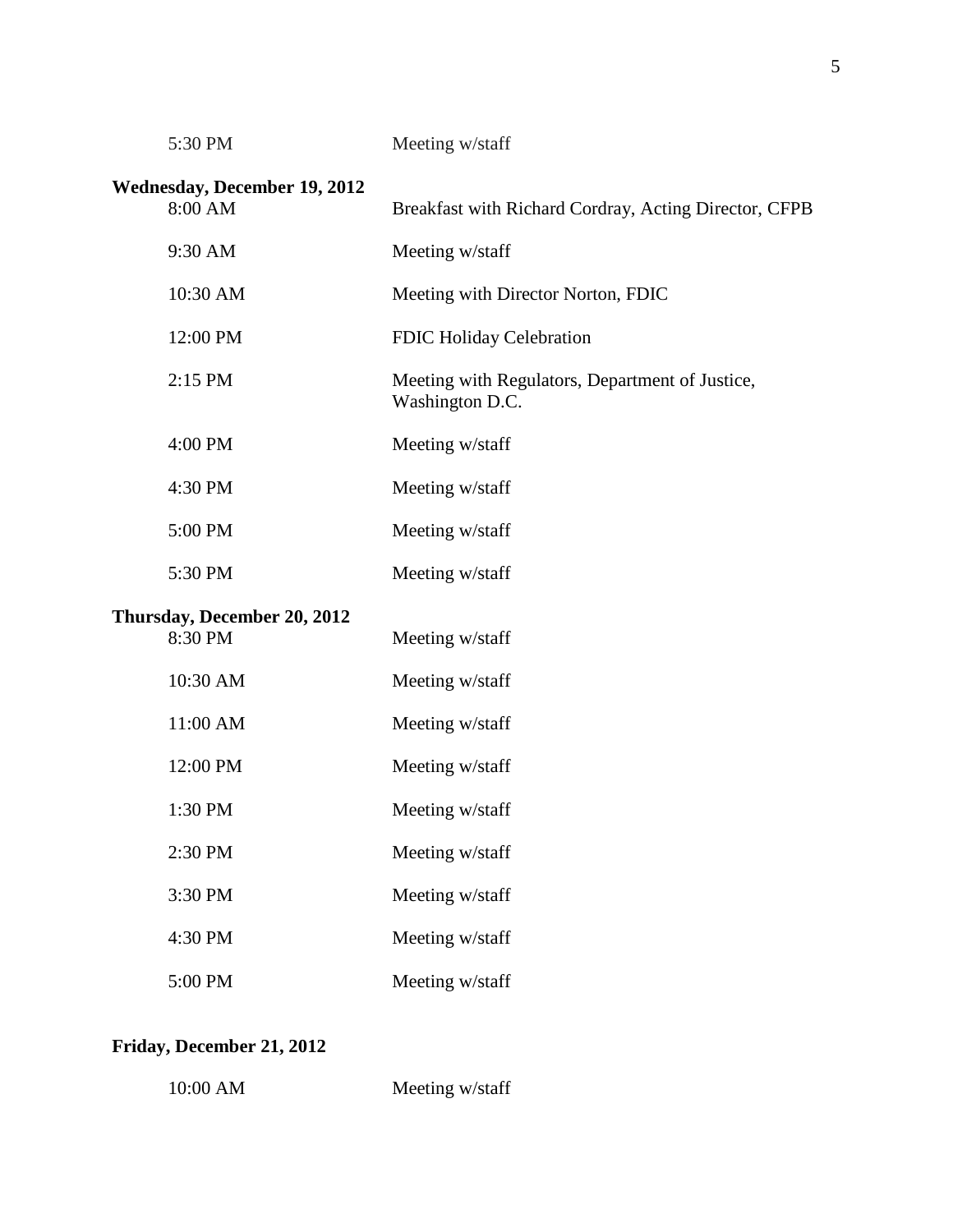| | |
|---|---|
| 5:30 PM | Meeting w/staff |

**Wednesday, December 19, 2012**

| | |
|---|---|
| 8:00 AM | Breakfast with Richard Cordray, Acting Director, CFPB |
| 9:30 AM | Meeting w/staff |
| 10:30 AM | Meeting with Director Norton, FDIC |
| 12:00 PM | FDIC Holiday Celebration |
| 2:15 PM | Meeting with Regulators, Department of Justice, Washington D.C. |
| 4:00 PM | Meeting w/staff |
| 4:30 PM | Meeting w/staff |
| 5:00 PM | Meeting w/staff |
| 5:30 PM | Meeting w/staff |

**Thursday, December 20, 2012**

| | |
|---|---|
| 8:30 PM | Meeting w/staff |
| 10:30 AM | Meeting w/staff |
| 11:00 AM | Meeting w/staff |
| 12:00 PM | Meeting w/staff |
| 1:30 PM | Meeting w/staff |
| 2:30 PM | Meeting w/staff |
| 3:30 PM | Meeting w/staff |
| 4:30 PM | Meeting w/staff |
| 5:00 PM | Meeting w/staff |

**Friday, December 21, 2012**

| | |
|---|---|
| 10:00 AM | Meeting w/staff |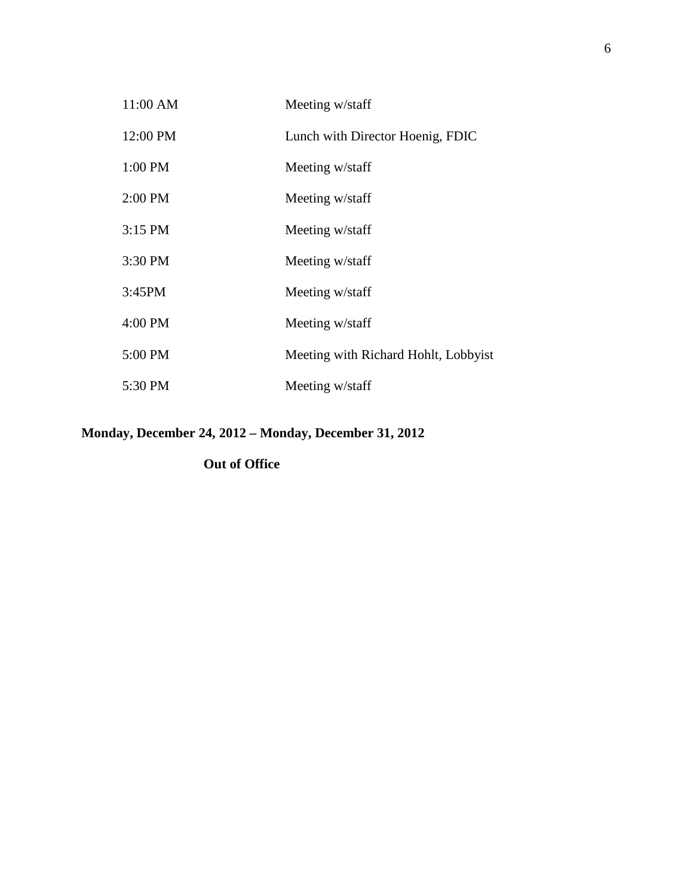| | |
|---|---|
| 11:00 AM | Meeting w/staff |
| 12:00 PM | Lunch with Director Hoenig, FDIC |
| 1:00 PM | Meeting w/staff |
| 2:00 PM | Meeting w/staff |
| 3:15 PM | Meeting w/staff |
| 3:30 PM | Meeting w/staff |
| 3:45PM | Meeting w/staff |
| 4:00 PM | Meeting w/staff |
| 5:00 PM | Meeting with Richard Hohlt, Lobbyist |
| 5:30 PM | Meeting w/staff |

**Monday, December 24, 2012 – Monday, December 31, 2012**

**Out of Office**